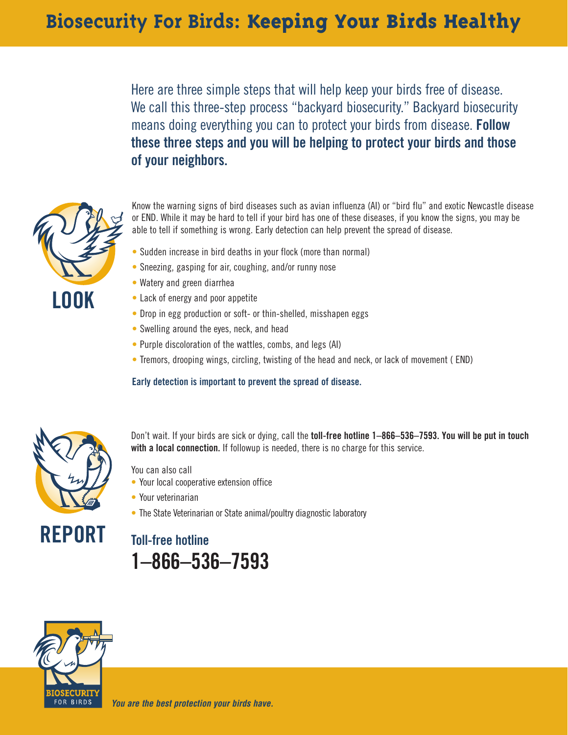# Biosecurity For Birds: Keeping Your Birds Healthy

Here are three simple steps that will help keep your birds free of disease. We call this three-step process "backyard biosecurity." Backyard biosecurity means doing everything you can to protect your birds from disease. **Follow these three steps and you will be helping to protect your birds and those of your neighbors.**

## LOOK

Know the warning signs of bird diseases such as avian influenza (AI) or "bird flu" and exotic Newcastle disease or END. While it may be hard to tell if your bird has one of these diseases, if you know the signs, you may be able to tell if something is wrong. Early detection can help prevent the spread of disease.

- Sudden increase in bird deaths in your flock (more than normal)
- Sneezing, gasping for air, coughing, and/or runny nose
- Watery and green diarrhea
- Lack of energy and poor appetite
- Drop in egg production or soft- or thin-shelled, misshapen eggs
- Swelling around the eyes, neck, and head
- Purple discoloration of the wattles, combs, and legs (AI)
- Tremors, drooping wings, circling, twisting of the head and neck, or lack of movement ( END)

**Early detection is important to prevent the spread of disease.**

## REPORT

Don't wait. If your birds are sick or dying, call the **toll-free hotline 1–866–536–7593. You will be put in touch with a local connection.** If followup is needed, there is no charge for this service.

You can also call
- Your local cooperative extension office
- Your veterinarian
- The State Veterinarian or State animal/poultry diagnostic laboratory

### Toll-free hotline
## 1–866–536–7593

BIOSECURITY FOR BIRDS

*You are the best protection your birds have.*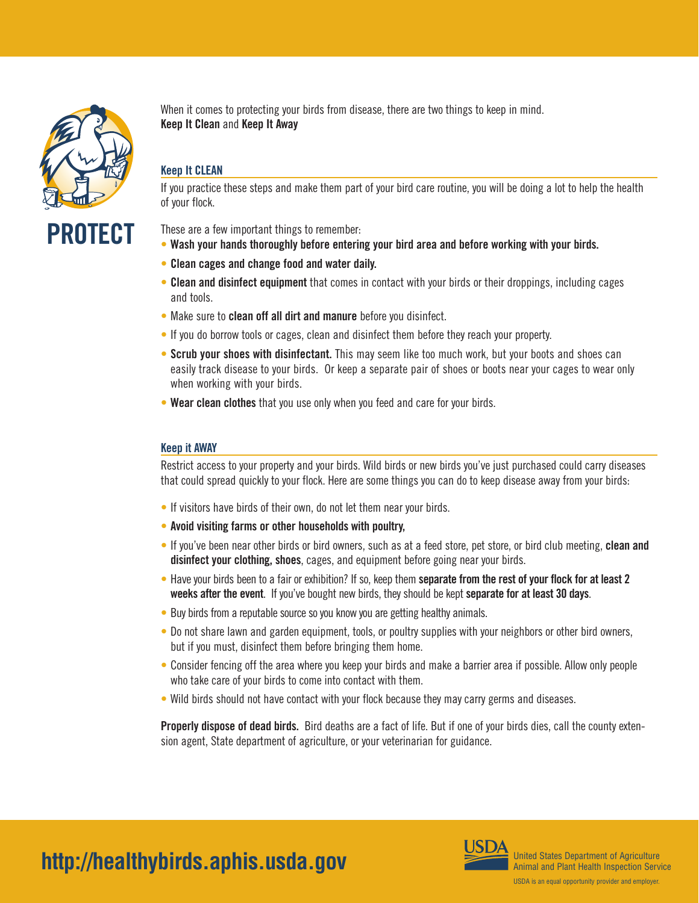# PROTECT

When it comes to protecting your birds from disease, there are two things to keep in mind.
**Keep It Clean** and **Keep It Away**

## Keep It CLEAN

If you practice these steps and make them part of your bird care routine, you will be doing a lot to help the health of your flock.

These are a few important things to remember:

- **Wash your hands thoroughly before entering your bird area and before working with your birds.**
- **Clean cages and change food and water daily.**
- **Clean and disinfect equipment** that comes in contact with your birds or their droppings, including cages and tools.
- Make sure to **clean off all dirt and manure** before you disinfect.
- If you do borrow tools or cages, clean and disinfect them before they reach your property.
- **Scrub your shoes with disinfectant.** This may seem like too much work, but your boots and shoes can easily track disease to your birds. Or keep a separate pair of shoes or boots near your cages to wear only when working with your birds.
- **Wear clean clothes** that you use only when you feed and care for your birds.

## Keep it AWAY

Restrict access to your property and your birds. Wild birds or new birds you've just purchased could carry diseases that could spread quickly to your flock. Here are some things you can do to keep disease away from your birds:

- If visitors have birds of their own, do not let them near your birds.
- **Avoid visiting farms or other households with poultry,**
- If you've been near other birds or bird owners, such as at a feed store, pet store, or bird club meeting, **clean and disinfect your clothing, shoes**, cages, and equipment before going near your birds.
- Have your birds been to a fair or exhibition? If so, keep them **separate from the rest of your flock for at least 2 weeks after the event**. If you've bought new birds, they should be kept **separate for at least 30 days**.
- Buy birds from a reputable source so you know you are getting healthy animals.
- Do not share lawn and garden equipment, tools, or poultry supplies with your neighbors or other bird owners, but if you must, disinfect them before bringing them home.
- Consider fencing off the area where you keep your birds and make a barrier area if possible. Allow only people who take care of your birds to come into contact with them.
- Wild birds should not have contact with your flock because they may carry germs and diseases.

**Properly dispose of dead birds.** Bird deaths are a fact of life. But if one of your birds dies, call the county extension agent, State department of agriculture, or your veterinarian for guidance.

**http://healthybirds.aphis.usda.gov**

USDA
United States Department of Agriculture
Animal and Plant Health Inspection Service

USDA is an equal opportunity provider and employer.